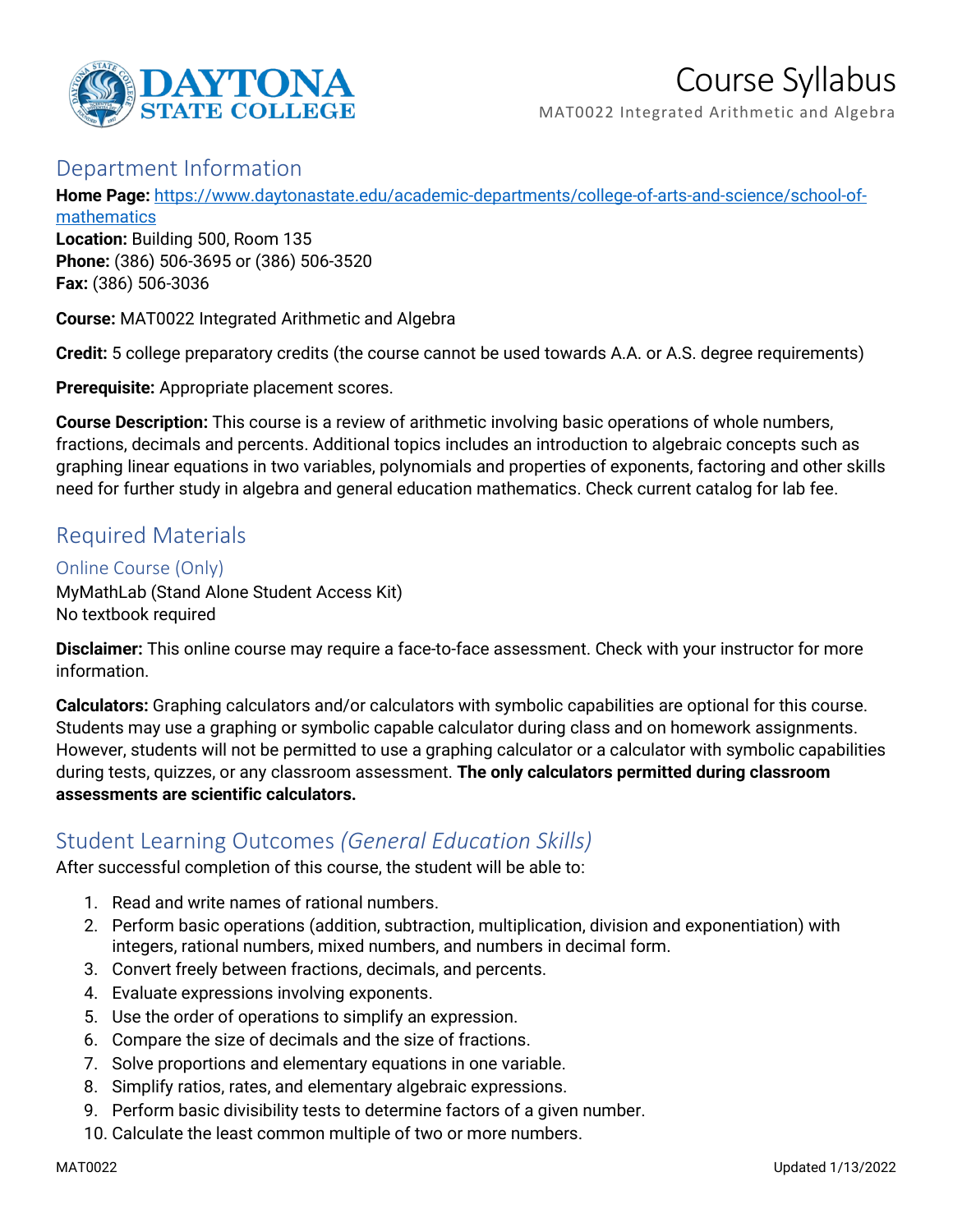# Course Syllabus

MAT0022 Integrated Arithmetic and Algebra

## Department Information

**Home Page:** [https://www.daytonastate.edu/academic-departments/college-of-arts-and-science/school-of-mathematics](https://www.daytonastate.edu/academic-departments/college-of-arts-and-science/school-of-mathematics)
**Location:** Building 500, Room 135
**Phone:** (386) 506-3695 or (386) 506-3520
**Fax:** (386) 506-3036

**Course:** MAT0022 Integrated Arithmetic and Algebra

**Credit:** 5 college preparatory credits (the course cannot be used towards A.A. or A.S. degree requirements)

**Prerequisite:** Appropriate placement scores.

**Course Description:** This course is a review of arithmetic involving basic operations of whole numbers, fractions, decimals and percents. Additional topics includes an introduction to algebraic concepts such as graphing linear equations in two variables, polynomials and properties of exponents, factoring and other skills need for further study in algebra and general education mathematics. Check current catalog for lab fee.

## Required Materials

### Online Course (Only)

MyMathLab (Stand Alone Student Access Kit)
No textbook required

**Disclaimer:** This online course may require a face-to-face assessment. Check with your instructor for more information.

**Calculators:** Graphing calculators and/or calculators with symbolic capabilities are optional for this course. Students may use a graphing or symbolic capable calculator during class and on homework assignments. However, students will not be permitted to use a graphing calculator or a calculator with symbolic capabilities during tests, quizzes, or any classroom assessment. **The only calculators permitted during classroom assessments are scientific calculators.**

## Student Learning Outcomes *(General Education Skills)*

After successful completion of this course, the student will be able to:

1. Read and write names of rational numbers.
2. Perform basic operations (addition, subtraction, multiplication, division and exponentiation) with integers, rational numbers, mixed numbers, and numbers in decimal form.
3. Convert freely between fractions, decimals, and percents.
4. Evaluate expressions involving exponents.
5. Use the order of operations to simplify an expression.
6. Compare the size of decimals and the size of fractions.
7. Solve proportions and elementary equations in one variable.
8. Simplify ratios, rates, and elementary algebraic expressions.
9. Perform basic divisibility tests to determine factors of a given number.
10. Calculate the least common multiple of two or more numbers.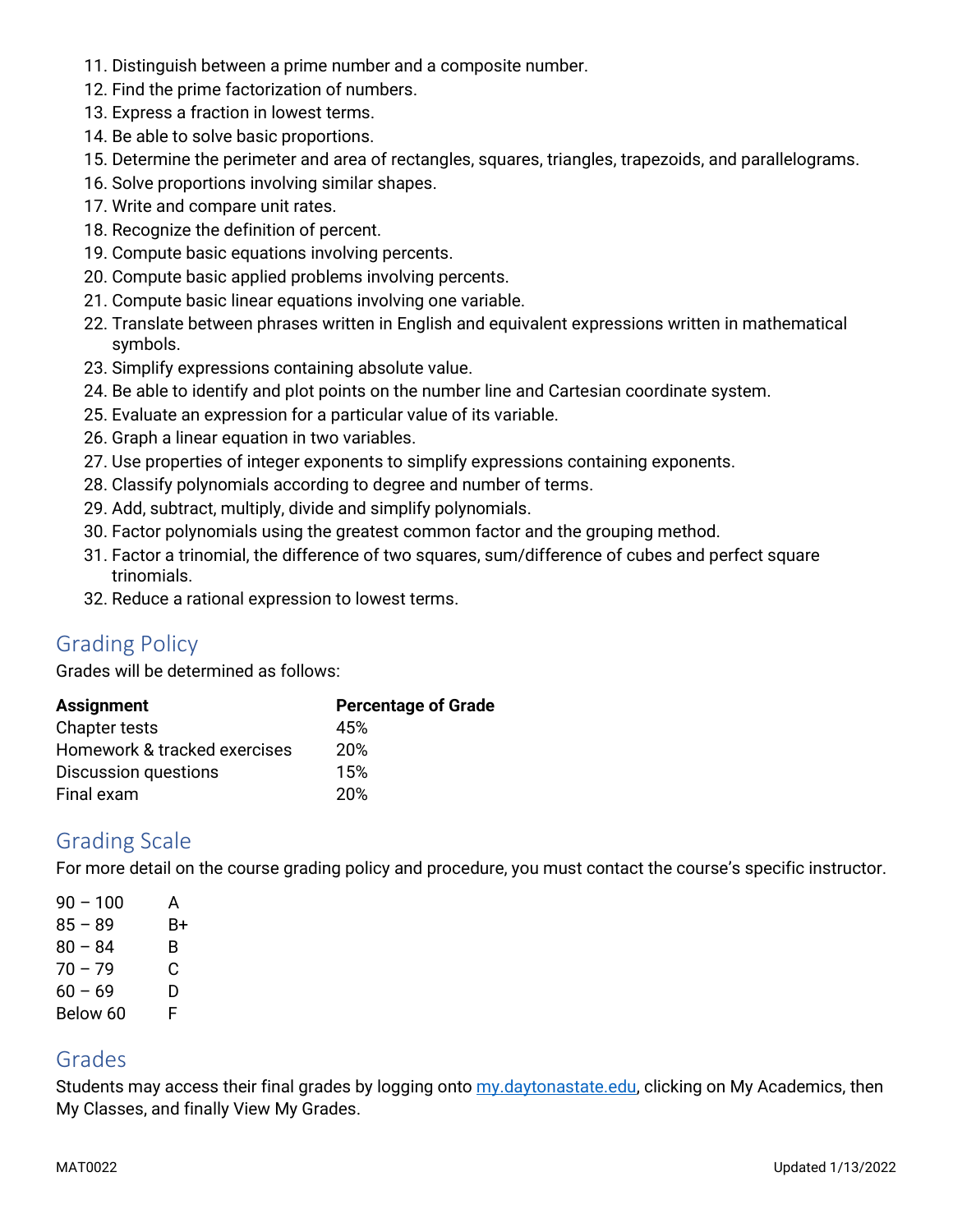11. Distinguish between a prime number and a composite number.
12. Find the prime factorization of numbers.
13. Express a fraction in lowest terms.
14. Be able to solve basic proportions.
15. Determine the perimeter and area of rectangles, squares, triangles, trapezoids, and parallelograms.
16. Solve proportions involving similar shapes.
17. Write and compare unit rates.
18. Recognize the definition of percent.
19. Compute basic equations involving percents.
20. Compute basic applied problems involving percents.
21. Compute basic linear equations involving one variable.
22. Translate between phrases written in English and equivalent expressions written in mathematical symbols.
23. Simplify expressions containing absolute value.
24. Be able to identify and plot points on the number line and Cartesian coordinate system.
25. Evaluate an expression for a particular value of its variable.
26. Graph a linear equation in two variables.
27. Use properties of integer exponents to simplify expressions containing exponents.
28. Classify polynomials according to degree and number of terms.
29. Add, subtract, multiply, divide and simplify polynomials.
30. Factor polynomials using the greatest common factor and the grouping method.
31. Factor a trinomial, the difference of two squares, sum/difference of cubes and perfect square trinomials.
32. Reduce a rational expression to lowest terms.

## Grading Policy

Grades will be determined as follows:

| Assignment | Percentage of Grade |
| --- | --- |
| Chapter tests | 45% |
| Homework & tracked exercises | 20% |
| Discussion questions | 15% |
| Final exam | 20% |

## Grading Scale

For more detail on the course grading policy and procedure, you must contact the course's specific instructor.

| | |
| --- | --- |
| 90 – 100 | A |
| 85 – 89 | B+ |
| 80 – 84 | B |
| 70 – 79 | C |
| 60 – 69 | D |
| Below 60 | F |

## Grades

Students may access their final grades by logging onto my.daytonastate.edu, clicking on My Academics, then My Classes, and finally View My Grades.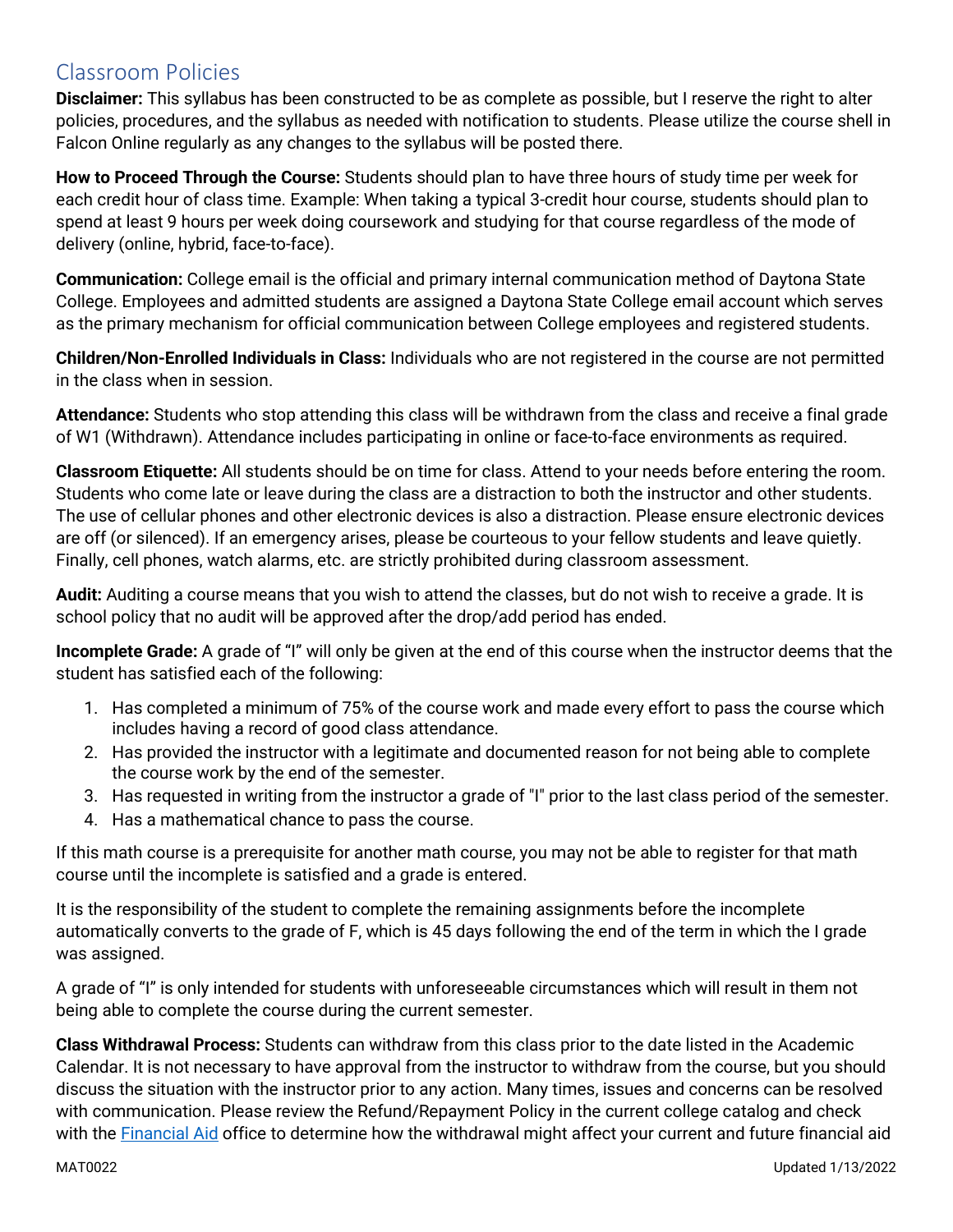## Classroom Policies

**Disclaimer:** This syllabus has been constructed to be as complete as possible, but I reserve the right to alter policies, procedures, and the syllabus as needed with notification to students. Please utilize the course shell in Falcon Online regularly as any changes to the syllabus will be posted there.

**How to Proceed Through the Course:** Students should plan to have three hours of study time per week for each credit hour of class time. Example: When taking a typical 3-credit hour course, students should plan to spend at least 9 hours per week doing coursework and studying for that course regardless of the mode of delivery (online, hybrid, face-to-face).

**Communication:** College email is the official and primary internal communication method of Daytona State College. Employees and admitted students are assigned a Daytona State College email account which serves as the primary mechanism for official communication between College employees and registered students.

**Children/Non-Enrolled Individuals in Class:** Individuals who are not registered in the course are not permitted in the class when in session.

**Attendance:** Students who stop attending this class will be withdrawn from the class and receive a final grade of W1 (Withdrawn). Attendance includes participating in online or face-to-face environments as required.

**Classroom Etiquette:** All students should be on time for class. Attend to your needs before entering the room. Students who come late or leave during the class are a distraction to both the instructor and other students. The use of cellular phones and other electronic devices is also a distraction. Please ensure electronic devices are off (or silenced). If an emergency arises, please be courteous to your fellow students and leave quietly. Finally, cell phones, watch alarms, etc. are strictly prohibited during classroom assessment.

**Audit:** Auditing a course means that you wish to attend the classes, but do not wish to receive a grade. It is school policy that no audit will be approved after the drop/add period has ended.

**Incomplete Grade:** A grade of "I" will only be given at the end of this course when the instructor deems that the student has satisfied each of the following:

1. Has completed a minimum of 75% of the course work and made every effort to pass the course which includes having a record of good class attendance.
2. Has provided the instructor with a legitimate and documented reason for not being able to complete the course work by the end of the semester.
3. Has requested in writing from the instructor a grade of "I" prior to the last class period of the semester.
4. Has a mathematical chance to pass the course.

If this math course is a prerequisite for another math course, you may not be able to register for that math course until the incomplete is satisfied and a grade is entered.

It is the responsibility of the student to complete the remaining assignments before the incomplete automatically converts to the grade of F, which is 45 days following the end of the term in which the I grade was assigned.

A grade of "I" is only intended for students with unforeseeable circumstances which will result in them not being able to complete the course during the current semester.

**Class Withdrawal Process:** Students can withdraw from this class prior to the date listed in the Academic Calendar. It is not necessary to have approval from the instructor to withdraw from the course, but you should discuss the situation with the instructor prior to any action. Many times, issues and concerns can be resolved with communication. Please review the Refund/Repayment Policy in the current college catalog and check with the Financial Aid office to determine how the withdrawal might affect your current and future financial aid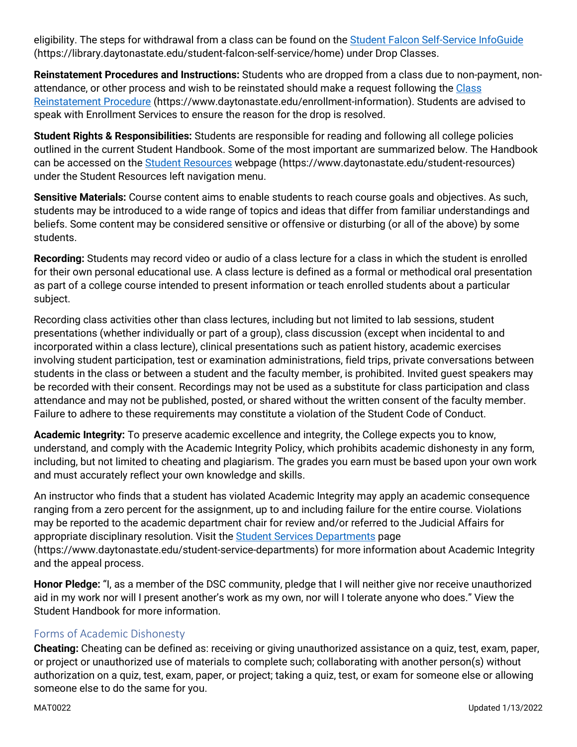eligibility. The steps for withdrawal from a class can be found on the [Student Falcon Self-Service InfoGuide](https://library.daytonastate.edu/student-falcon-self-service/home) (https://library.daytonastate.edu/student-falcon-self-service/home) under Drop Classes.

**Reinstatement Procedures and Instructions:** Students who are dropped from a class due to non-payment, non-attendance, or other process and wish to be reinstated should make a request following the [Class Reinstatement Procedure](https://www.daytonastate.edu/enrollment-information) (https://www.daytonastate.edu/enrollment-information). Students are advised to speak with Enrollment Services to ensure the reason for the drop is resolved.

**Student Rights & Responsibilities:** Students are responsible for reading and following all college policies outlined in the current Student Handbook. Some of the most important are summarized below. The Handbook can be accessed on the [Student Resources](https://www.daytonastate.edu/student-resources) webpage (https://www.daytonastate.edu/student-resources) under the Student Resources left navigation menu.

**Sensitive Materials:** Course content aims to enable students to reach course goals and objectives. As such, students may be introduced to a wide range of topics and ideas that differ from familiar understandings and beliefs. Some content may be considered sensitive or offensive or disturbing (or all of the above) by some students.

**Recording:** Students may record video or audio of a class lecture for a class in which the student is enrolled for their own personal educational use. A class lecture is defined as a formal or methodical oral presentation as part of a college course intended to present information or teach enrolled students about a particular subject.

Recording class activities other than class lectures, including but not limited to lab sessions, student presentations (whether individually or part of a group), class discussion (except when incidental to and incorporated within a class lecture), clinical presentations such as patient history, academic exercises involving student participation, test or examination administrations, field trips, private conversations between students in the class or between a student and the faculty member, is prohibited. Invited guest speakers may be recorded with their consent. Recordings may not be used as a substitute for class participation and class attendance and may not be published, posted, or shared without the written consent of the faculty member. Failure to adhere to these requirements may constitute a violation of the Student Code of Conduct.

**Academic Integrity:** To preserve academic excellence and integrity, the College expects you to know, understand, and comply with the Academic Integrity Policy, which prohibits academic dishonesty in any form, including, but not limited to cheating and plagiarism. The grades you earn must be based upon your own work and must accurately reflect your own knowledge and skills.

An instructor who finds that a student has violated Academic Integrity may apply an academic consequence ranging from a zero percent for the assignment, up to and including failure for the entire course. Violations may be reported to the academic department chair for review and/or referred to the Judicial Affairs for appropriate disciplinary resolution. Visit the [Student Services Departments](https://www.daytonastate.edu/student-service-departments) page (https://www.daytonastate.edu/student-service-departments) for more information about Academic Integrity and the appeal process.

**Honor Pledge:** "I, as a member of the DSC community, pledge that I will neither give nor receive unauthorized aid in my work nor will I present another's work as my own, nor will I tolerate anyone who does." View the Student Handbook for more information.

## Forms of Academic Dishonesty

**Cheating:** Cheating can be defined as: receiving or giving unauthorized assistance on a quiz, test, exam, paper, or project or unauthorized use of materials to complete such; collaborating with another person(s) without authorization on a quiz, test, exam, paper, or project; taking a quiz, test, or exam for someone else or allowing someone else to do the same for you.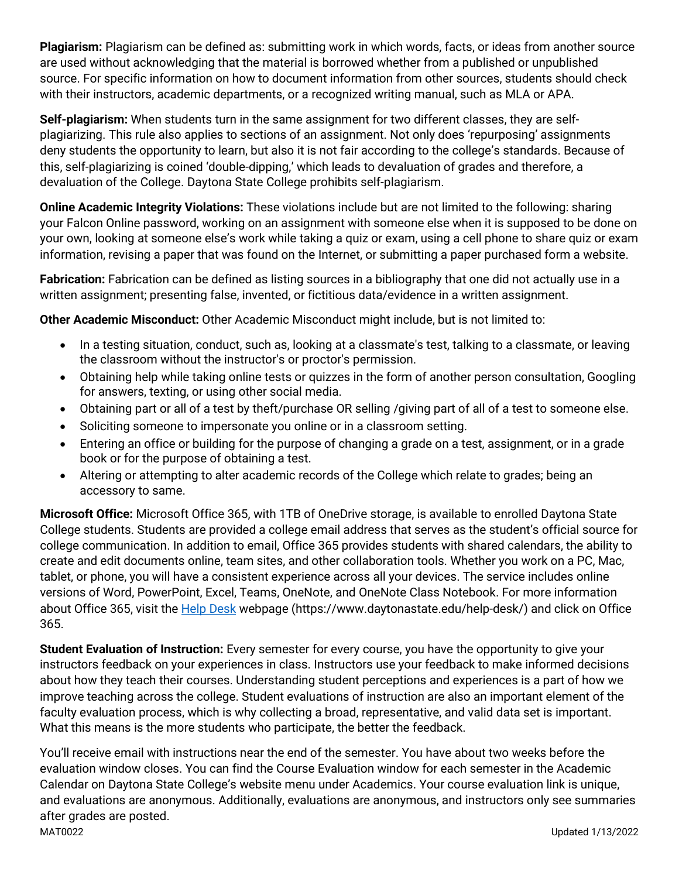**Plagiarism:** Plagiarism can be defined as: submitting work in which words, facts, or ideas from another source are used without acknowledging that the material is borrowed whether from a published or unpublished source. For specific information on how to document information from other sources, students should check with their instructors, academic departments, or a recognized writing manual, such as MLA or APA.

**Self-plagiarism:** When students turn in the same assignment for two different classes, they are self-plagiarizing. This rule also applies to sections of an assignment. Not only does 'repurposing' assignments deny students the opportunity to learn, but also it is not fair according to the college's standards. Because of this, self-plagiarizing is coined 'double-dipping,' which leads to devaluation of grades and therefore, a devaluation of the College. Daytona State College prohibits self-plagiarism.

**Online Academic Integrity Violations:** These violations include but are not limited to the following: sharing your Falcon Online password, working on an assignment with someone else when it is supposed to be done on your own, looking at someone else's work while taking a quiz or exam, using a cell phone to share quiz or exam information, revising a paper that was found on the Internet, or submitting a paper purchased form a website.

**Fabrication:** Fabrication can be defined as listing sources in a bibliography that one did not actually use in a written assignment; presenting false, invented, or fictitious data/evidence in a written assignment.

**Other Academic Misconduct:** Other Academic Misconduct might include, but is not limited to:

- In a testing situation, conduct, such as, looking at a classmate's test, talking to a classmate, or leaving the classroom without the instructor's or proctor's permission.
- Obtaining help while taking online tests or quizzes in the form of another person consultation, Googling for answers, texting, or using other social media.
- Obtaining part or all of a test by theft/purchase OR selling /giving part of all of a test to someone else.
- Soliciting someone to impersonate you online or in a classroom setting.
- Entering an office or building for the purpose of changing a grade on a test, assignment, or in a grade book or for the purpose of obtaining a test.
- Altering or attempting to alter academic records of the College which relate to grades; being an accessory to same.

**Microsoft Office:** Microsoft Office 365, with 1TB of OneDrive storage, is available to enrolled Daytona State College students. Students are provided a college email address that serves as the student's official source for college communication. In addition to email, Office 365 provides students with shared calendars, the ability to create and edit documents online, team sites, and other collaboration tools. Whether you work on a PC, Mac, tablet, or phone, you will have a consistent experience across all your devices. The service includes online versions of Word, PowerPoint, Excel, Teams, OneNote, and OneNote Class Notebook. For more information about Office 365, visit the [Help Desk](https://www.daytonastate.edu/help-desk/) webpage (https://www.daytonastate.edu/help-desk/) and click on Office 365.

**Student Evaluation of Instruction:** Every semester for every course, you have the opportunity to give your instructors feedback on your experiences in class. Instructors use your feedback to make informed decisions about how they teach their courses. Understanding student perceptions and experiences is a part of how we improve teaching across the college. Student evaluations of instruction are also an important element of the faculty evaluation process, which is why collecting a broad, representative, and valid data set is important. What this means is the more students who participate, the better the feedback.

You'll receive email with instructions near the end of the semester. You have about two weeks before the evaluation window closes. You can find the Course Evaluation window for each semester in the Academic Calendar on Daytona State College's website menu under Academics. Your course evaluation link is unique, and evaluations are anonymous. Additionally, evaluations are anonymous, and instructors only see summaries after grades are posted.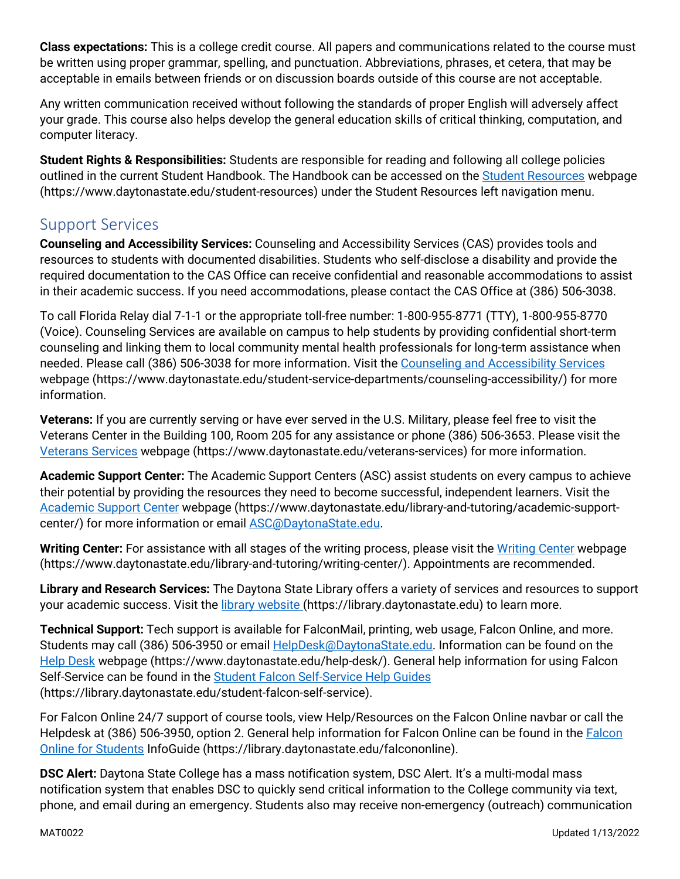**Class expectations:** This is a college credit course. All papers and communications related to the course must be written using proper grammar, spelling, and punctuation. Abbreviations, phrases, et cetera, that may be acceptable in emails between friends or on discussion boards outside of this course are not acceptable.

Any written communication received without following the standards of proper English will adversely affect your grade. This course also helps develop the general education skills of critical thinking, computation, and computer literacy.

**Student Rights & Responsibilities:** Students are responsible for reading and following all college policies outlined in the current Student Handbook. The Handbook can be accessed on the Student Resources webpage (https://www.daytonastate.edu/student-resources) under the Student Resources left navigation menu.

## Support Services

**Counseling and Accessibility Services:** Counseling and Accessibility Services (CAS) provides tools and resources to students with documented disabilities. Students who self-disclose a disability and provide the required documentation to the CAS Office can receive confidential and reasonable accommodations to assist in their academic success. If you need accommodations, please contact the CAS Office at (386) 506-3038.

To call Florida Relay dial 7-1-1 or the appropriate toll-free number: 1-800-955-8771 (TTY), 1-800-955-8770 (Voice). Counseling Services are available on campus to help students by providing confidential short-term counseling and linking them to local community mental health professionals for long-term assistance when needed. Please call (386) 506-3038 for more information. Visit the Counseling and Accessibility Services webpage (https://www.daytonastate.edu/student-service-departments/counseling-accessibility/) for more information.

**Veterans:** If you are currently serving or have ever served in the U.S. Military, please feel free to visit the Veterans Center in the Building 100, Room 205 for any assistance or phone (386) 506-3653. Please visit the Veterans Services webpage (https://www.daytonastate.edu/veterans-services) for more information.

**Academic Support Center:** The Academic Support Centers (ASC) assist students on every campus to achieve their potential by providing the resources they need to become successful, independent learners. Visit the Academic Support Center webpage (https://www.daytonastate.edu/library-and-tutoring/academic-support-center/) for more information or email ASC@DaytonaState.edu.

**Writing Center:** For assistance with all stages of the writing process, please visit the Writing Center webpage (https://www.daytonastate.edu/library-and-tutoring/writing-center/). Appointments are recommended.

**Library and Research Services:** The Daytona State Library offers a variety of services and resources to support your academic success. Visit the library website (https://library.daytonastate.edu) to learn more.

**Technical Support:** Tech support is available for FalconMail, printing, web usage, Falcon Online, and more. Students may call (386) 506-3950 or email HelpDesk@DaytonaState.edu. Information can be found on the Help Desk webpage (https://www.daytonastate.edu/help-desk/). General help information for using Falcon Self-Service can be found in the Student Falcon Self-Service Help Guides (https://library.daytonastate.edu/student-falcon-self-service).

For Falcon Online 24/7 support of course tools, view Help/Resources on the Falcon Online navbar or call the Helpdesk at (386) 506-3950, option 2. General help information for Falcon Online can be found in the Falcon Online for Students InfoGuide (https://library.daytonastate.edu/falcononline).

**DSC Alert:** Daytona State College has a mass notification system, DSC Alert. It's a multi-modal mass notification system that enables DSC to quickly send critical information to the College community via text, phone, and email during an emergency. Students also may receive non-emergency (outreach) communication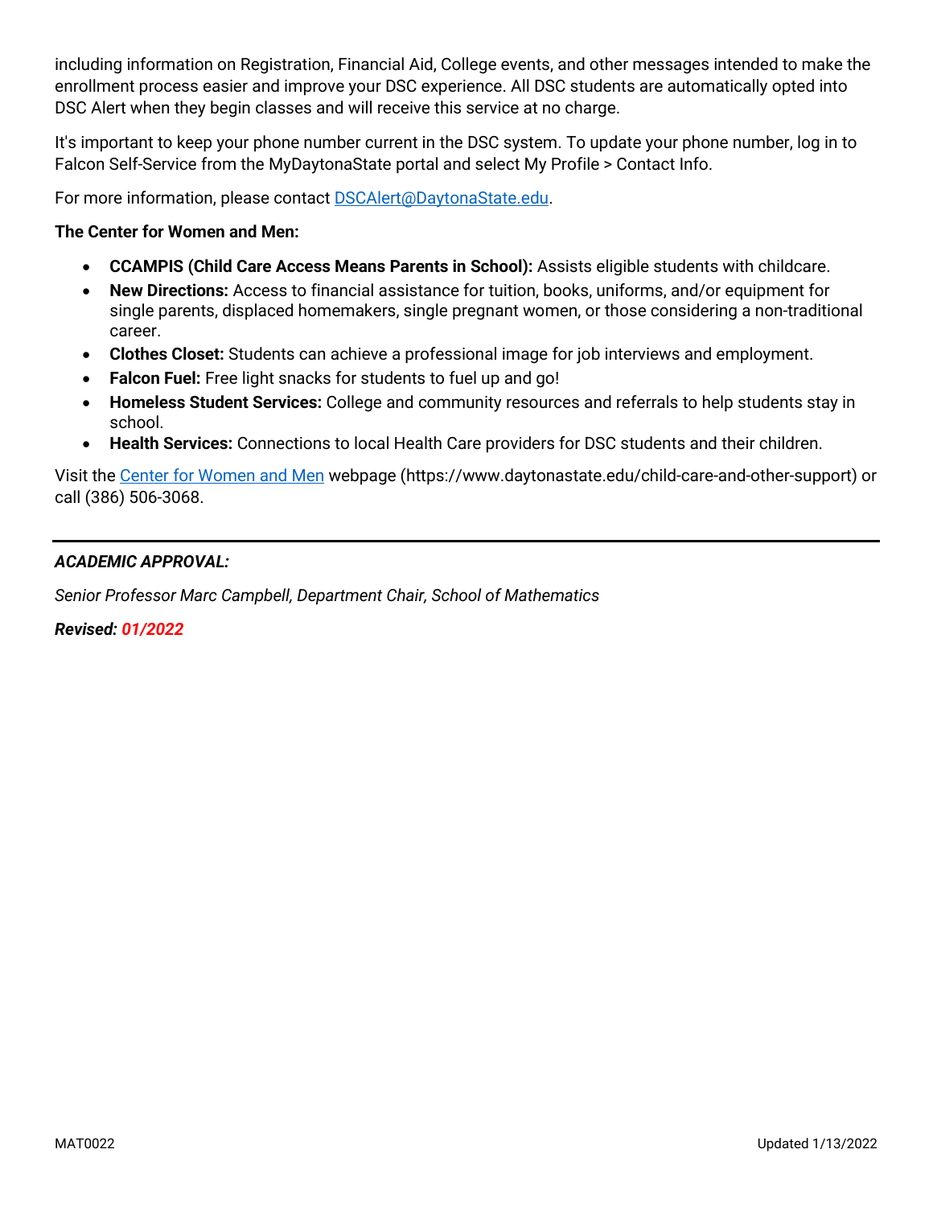including information on Registration, Financial Aid, College events, and other messages intended to make the enrollment process easier and improve your DSC experience. All DSC students are automatically opted into DSC Alert when they begin classes and will receive this service at no charge.

It's important to keep your phone number current in the DSC system. To update your phone number, log in to Falcon Self-Service from the MyDaytonaState portal and select My Profile > Contact Info.

For more information, please contact DSCAlert@DaytonaState.edu.

**The Center for Women and Men:**

- **CCAMPIS (Child Care Access Means Parents in School):** Assists eligible students with childcare.
- **New Directions:** Access to financial assistance for tuition, books, uniforms, and/or equipment for single parents, displaced homemakers, single pregnant women, or those considering a non-traditional career.
- **Clothes Closet:** Students can achieve a professional image for job interviews and employment.
- **Falcon Fuel:** Free light snacks for students to fuel up and go!
- **Homeless Student Services:** College and community resources and referrals to help students stay in school.
- **Health Services:** Connections to local Health Care providers for DSC students and their children.

Visit the Center for Women and Men webpage (https://www.daytonastate.edu/child-care-and-other-support) or call (386) 506-3068.

---

***ACADEMIC APPROVAL:***

*Senior Professor Marc Campbell, Department Chair, School of Mathematics*

***Revised: 01/2022***

MAT0022 Updated 1/13/2022